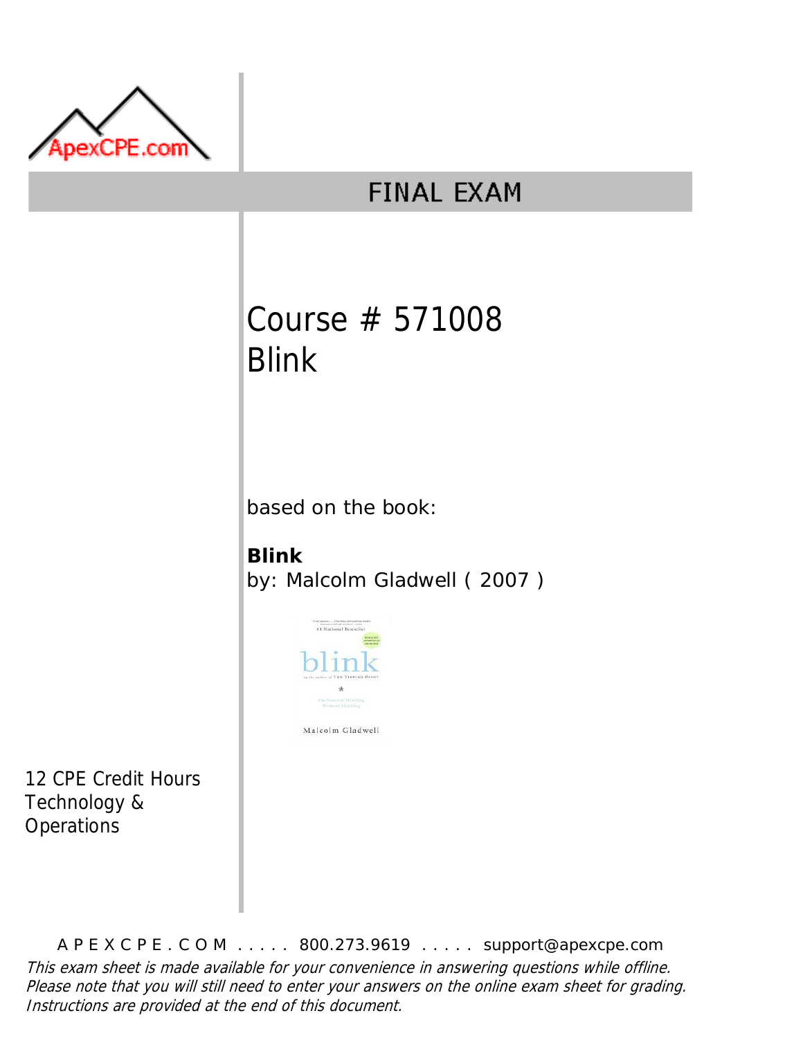ApexCPE.com

# FINAL EXAM

## Course # 571008
## Blink

based on the book:

**Blink**
by: Malcolm Gladwell ( 2007 )

12 CPE Credit Hours
Technology & Operations

A P E X C P E . C O M . . . . . 800.273.9619 . . . . . support@apexcpe.com

*This exam sheet is made available for your convenience in answering questions while offline. Please note that you will still need to enter your answers on the online exam sheet for grading. Instructions are provided at the end of this document.*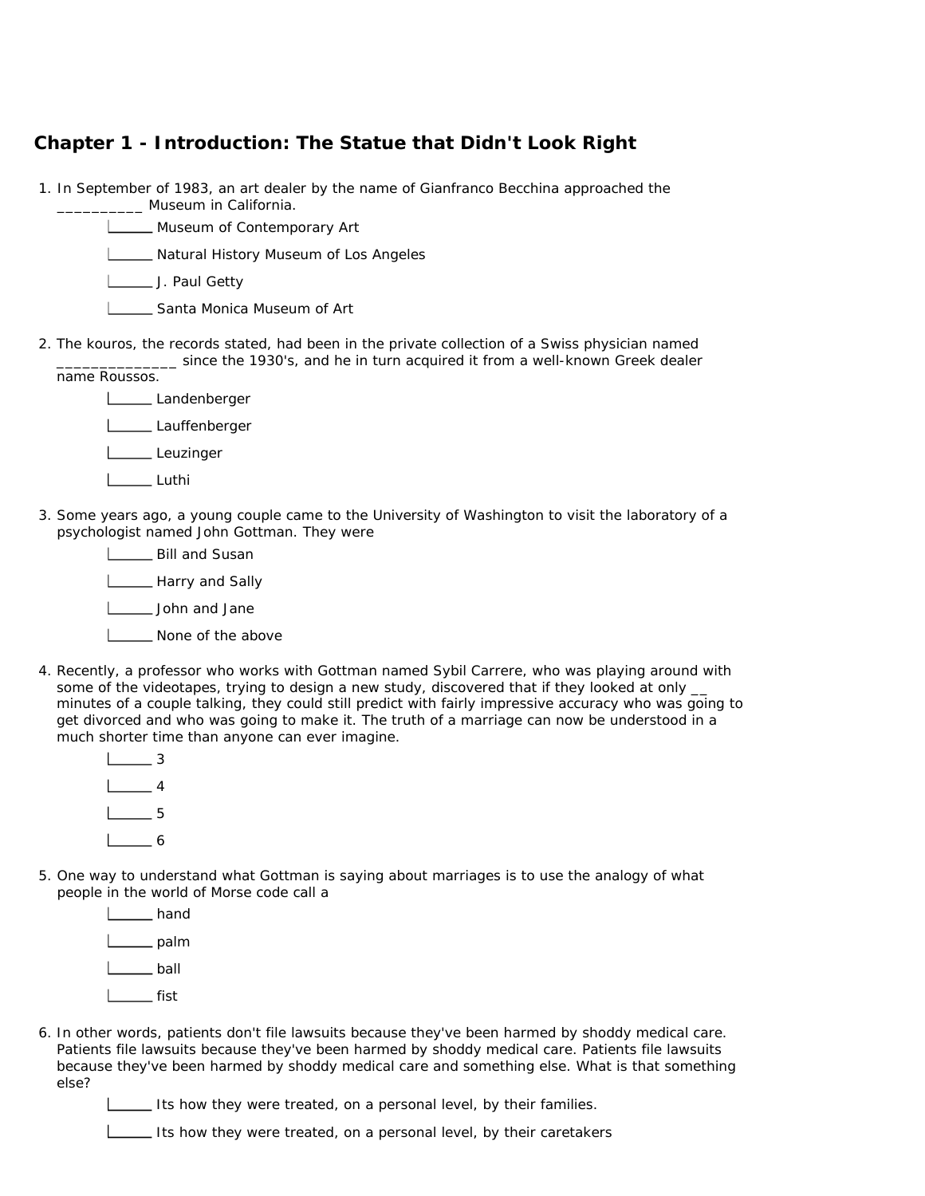## Chapter 1 - Introduction: The Statue that Didn't Look Right

1. In September of 1983, an art dealer by the name of Gianfranco Becchina approached the __________ Museum in California.
   - ______ Museum of Contemporary Art
   - ______ Natural History Museum of Los Angeles
   - ______ J. Paul Getty
   - ______ Santa Monica Museum of Art

2. The kouros, the records stated, had been in the private collection of a Swiss physician named ______________ since the 1930's, and he in turn acquired it from a well-known Greek dealer name Roussos.
   - ______ Landenberger
   - ______ Lauffenberger
   - ______ Leuzinger
   - ______ Luthi

3. Some years ago, a young couple came to the University of Washington to visit the laboratory of a psychologist named John Gottman. They were
   - ______ Bill and Susan
   - ______ Harry and Sally
   - ______ John and Jane
   - ______ None of the above

4. Recently, a professor who works with Gottman named Sybil Carrere, who was playing around with some of the videotapes, trying to design a new study, discovered that if they looked at only __ minutes of a couple talking, they could still predict with fairly impressive accuracy who was going to get divorced and who was going to make it. The truth of a marriage can now be understood in a much shorter time than anyone can ever imagine.
   - ______ 3
   - ______ 4
   - ______ 5
   - ______ 6

5. One way to understand what Gottman is saying about marriages is to use the analogy of what people in the world of Morse code call a
   - ______ hand
   - ______ palm
   - ______ ball
   - ______ fist

6. In other words, patients don't file lawsuits because they've been harmed by shoddy medical care. Patients file lawsuits because they've been harmed by shoddy medical care. Patients file lawsuits because they've been harmed by shoddy medical care and something else. What is that something else?
   - ______ Its how they were treated, on a personal level, by their families.
   - ______ Its how they were treated, on a personal level, by their caretakers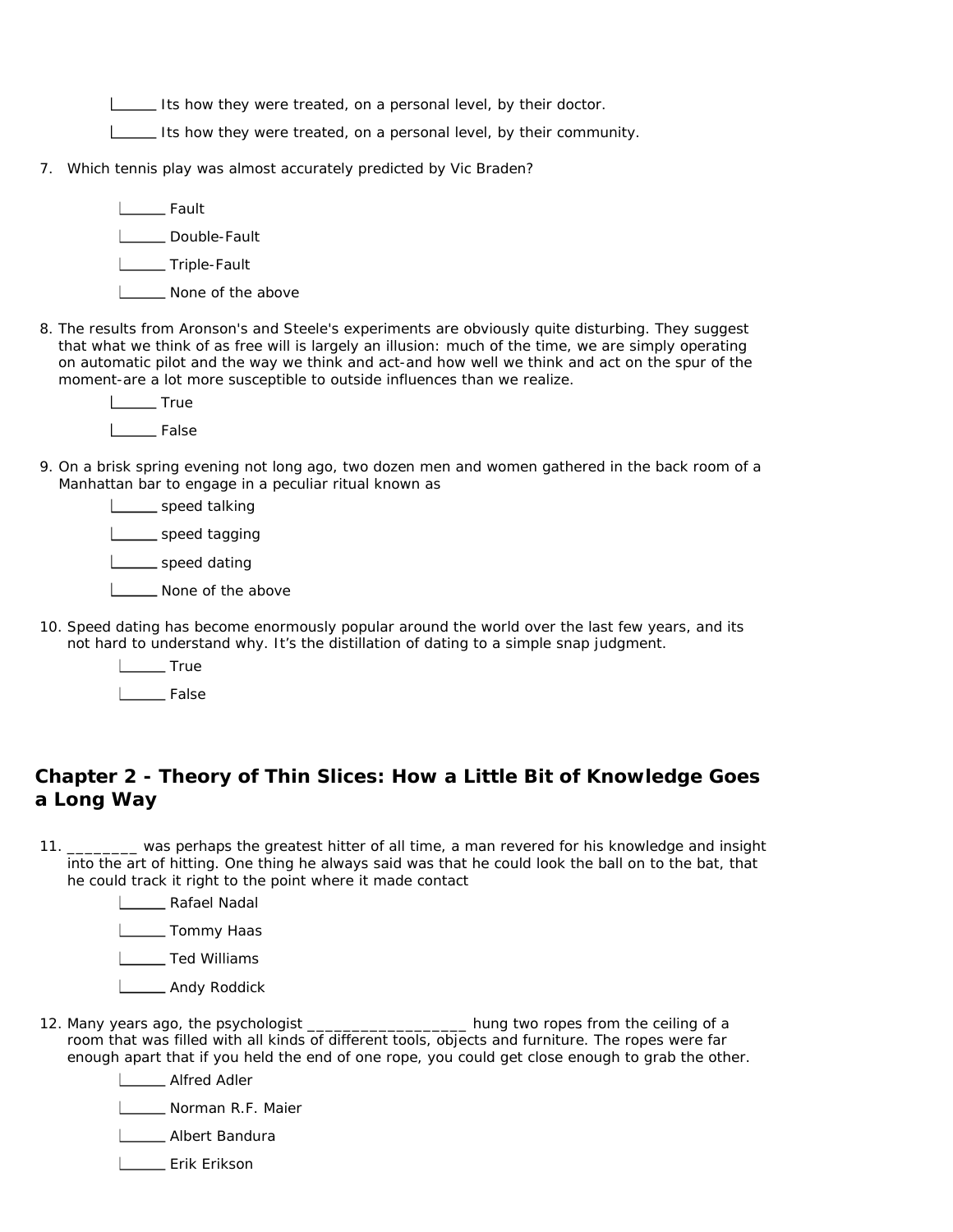______ Its how they were treated, on a personal level, by their doctor.

______ Its how they were treated, on a personal level, by their community.

7. Which tennis play was almost accurately predicted by Vic Braden?

   ______ Fault

   ______ Double-Fault

   ______ Triple-Fault

   ______ None of the above

8. The results from Aronson's and Steele's experiments are obviously quite disturbing. They suggest that what we think of as free will is largely an illusion: much of the time, we are simply operating on automatic pilot and the way we think and act-and how well we think and act on the spur of the moment-are a lot more susceptible to outside influences than we realize.

   ______ True

   ______ False

9. On a brisk spring evening not long ago, two dozen men and women gathered in the back room of a Manhattan bar to engage in a peculiar ritual known as

   ______ speed talking

   ______ speed tagging

   ______ speed dating

   ______ None of the above

10. Speed dating has become enormously popular around the world over the last few years, and its not hard to understand why. It's the distillation of dating to a simple snap judgment.

    ______ True

    ______ False

## Chapter 2 - Theory of Thin Slices: How a Little Bit of Knowledge Goes a Long Way

11. ________ was perhaps the greatest hitter of all time, a man revered for his knowledge and insight into the art of hitting. One thing he always said was that he could look the ball on to the bat, that he could track it right to the point where it made contact

    ______ Rafael Nadal

    ______ Tommy Haas

    ______ Ted Williams

    ______ Andy Roddick

12. Many years ago, the psychologist ___________________ hung two ropes from the ceiling of a room that was filled with all kinds of different tools, objects and furniture. The ropes were far enough apart that if you held the end of one rope, you could get close enough to grab the other.

    ______ Alfred Adler

    ______ Norman R.F. Maier

    ______ Albert Bandura

    ______ Erik Erikson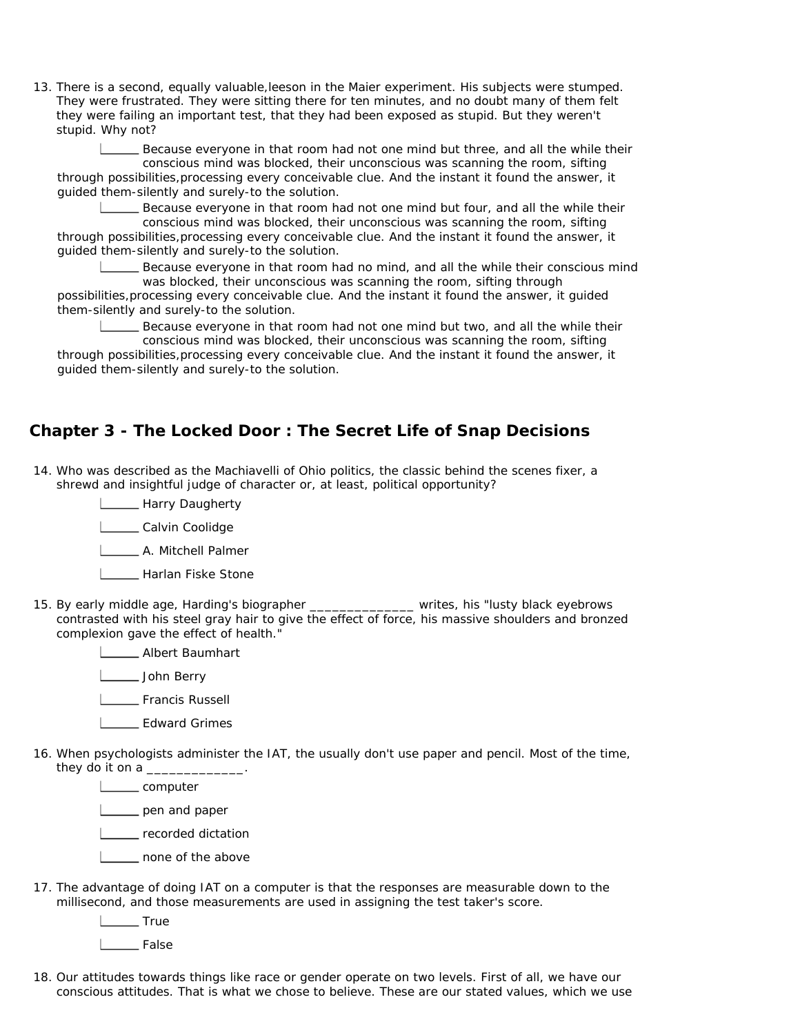13. There is a second, equally valuable,leeson in the Maier experiment. His subjects were stumped. They were frustrated. They were sitting there for ten minutes, and no doubt many of them felt they were failing an important test, that they had been exposed as stupid. But they weren't stupid. Why not?

    ______ Because everyone in that room had not one mind but three, and all the while their conscious mind was blocked, their unconscious was scanning the room, sifting through possibilities,processing every conceivable clue. And the instant it found the answer, it guided them-silently and surely-to the solution.

    ______ Because everyone in that room had not one mind but four, and all the while their conscious mind was blocked, their unconscious was scanning the room, sifting through possibilities,processing every conceivable clue. And the instant it found the answer, it guided them-silently and surely-to the solution.

    ______ Because everyone in that room had no mind, and all the while their conscious mind was blocked, their unconscious was scanning the room, sifting through possibilities,processing every conceivable clue. And the instant it found the answer, it guided them-silently and surely-to the solution.

    ______ Because everyone in that room had not one mind but two, and all the while their conscious mind was blocked, their unconscious was scanning the room, sifting through possibilities,processing every conceivable clue. And the instant it found the answer, it guided them-silently and surely-to the solution.

## Chapter 3 - The Locked Door : The Secret Life of Snap Decisions

14. Who was described as the Machiavelli of Ohio politics, the classic behind the scenes fixer, a shrewd and insightful judge of character or, at least, political opportunity?

    ______ Harry Daugherty

    ______ Calvin Coolidge

    ______ A. Mitchell Palmer

    ______ Harlan Fiske Stone

15. By early middle age, Harding's biographer _______________ writes, his "lusty black eyebrows contrasted with his steel gray hair to give the effect of force, his massive shoulders and bronzed complexion gave the effect of health."

    ______ Albert Baumhart

    ______ John Berry

    ______ Francis Russell

    ______ Edward Grimes

16. When psychologists administer the IAT, the usually don't use paper and pencil. Most of the time, they do it on a _____________.

    ______ computer

    ______ pen and paper

    ______ recorded dictation

    ______ none of the above

17. The advantage of doing IAT on a computer is that the responses are measurable down to the millisecond, and those measurements are used in assigning the test taker's score.

    ______ True

    ______ False

18. Our attitudes towards things like race or gender operate on two levels. First of all, we have our conscious attitudes. That is what we chose to believe. These are our stated values, which we use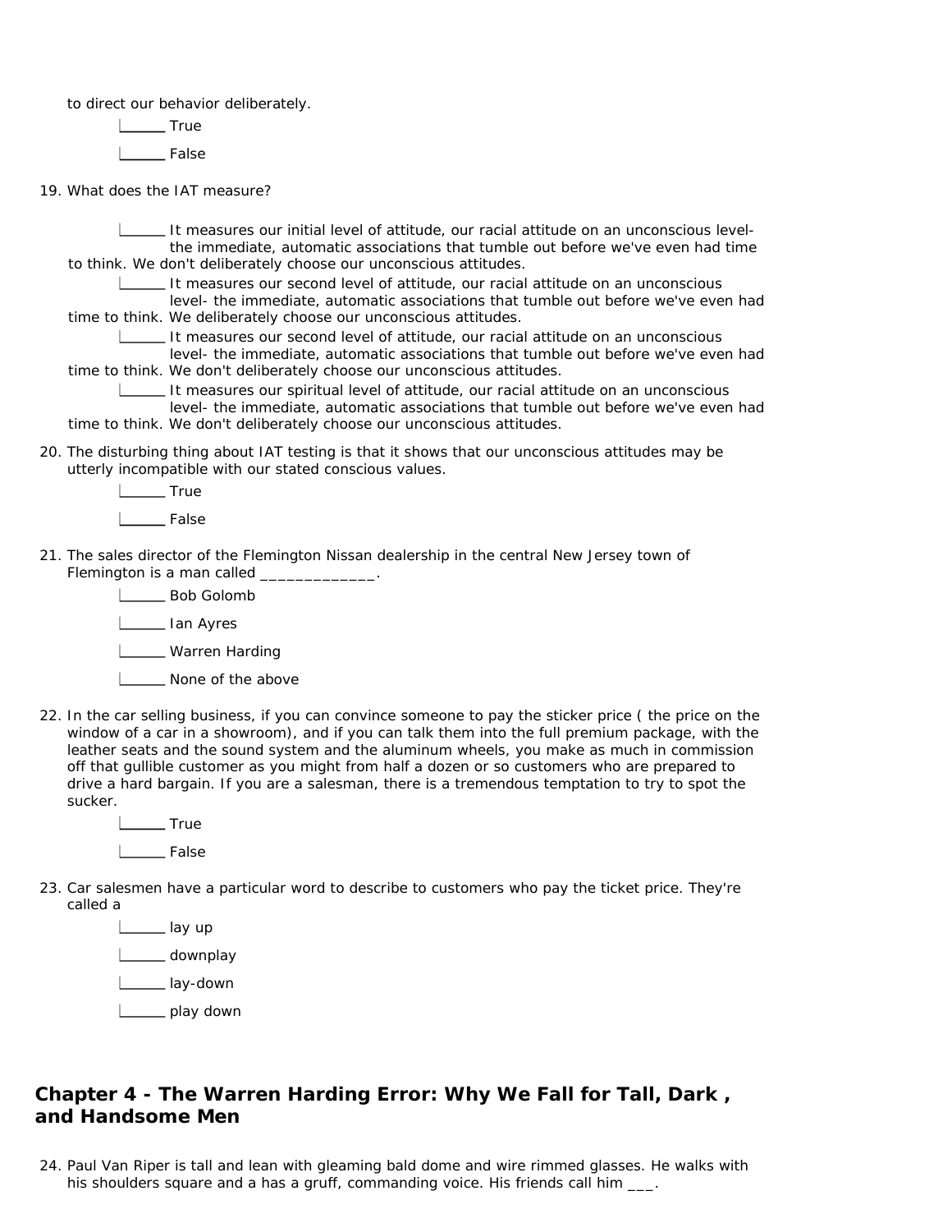to direct our behavior deliberately.

- ______ True
- ______ False

19. What does the IAT measure?

- ______ It measures our initial level of attitude, our racial attitude on an unconscious level- the immediate, automatic associations that tumble out before we've even had time to think. We don't deliberately choose our unconscious attitudes.
- ______ It measures our second level of attitude, our racial attitude on an unconscious level- the immediate, automatic associations that tumble out before we've even had time to think. We deliberately choose our unconscious attitudes.
- ______ It measures our second level of attitude, our racial attitude on an unconscious level- the immediate, automatic associations that tumble out before we've even had time to think. We don't deliberately choose our unconscious attitudes.
- ______ It measures our spiritual level of attitude, our racial attitude on an unconscious level- the immediate, automatic associations that tumble out before we've even had time to think. We don't deliberately choose our unconscious attitudes.

20. The disturbing thing about IAT testing is that it shows that our unconscious attitudes may be utterly incompatible with our stated conscious values.

- ______ True
- ______ False

21. The sales director of the Flemington Nissan dealership in the central New Jersey town of Flemington is a man called _____________.

- ______ Bob Golomb
- ______ Ian Ayres
- ______ Warren Harding
- ______ None of the above

22. In the car selling business, if you can convince someone to pay the sticker price ( the price on the window of a car in a showroom), and if you can talk them into the full premium package, with the leather seats and the sound system and the aluminum wheels, you make as much in commission off that gullible customer as you might from half a dozen or so customers who are prepared to drive a hard bargain. If you are a salesman, there is a tremendous temptation to try to spot the sucker.

- ______ True
- ______ False

23. Car salesmen have a particular word to describe to customers who pay the ticket price. They're called a

- ______ lay up
- ______ downplay
- ______ lay-down
- ______ play down

## Chapter 4 - The Warren Harding Error: Why We Fall for Tall, Dark , and Handsome Men

24. Paul Van Riper is tall and lean with gleaming bald dome and wire rimmed glasses. He walks with his shoulders square and a has a gruff, commanding voice. His friends call him ___.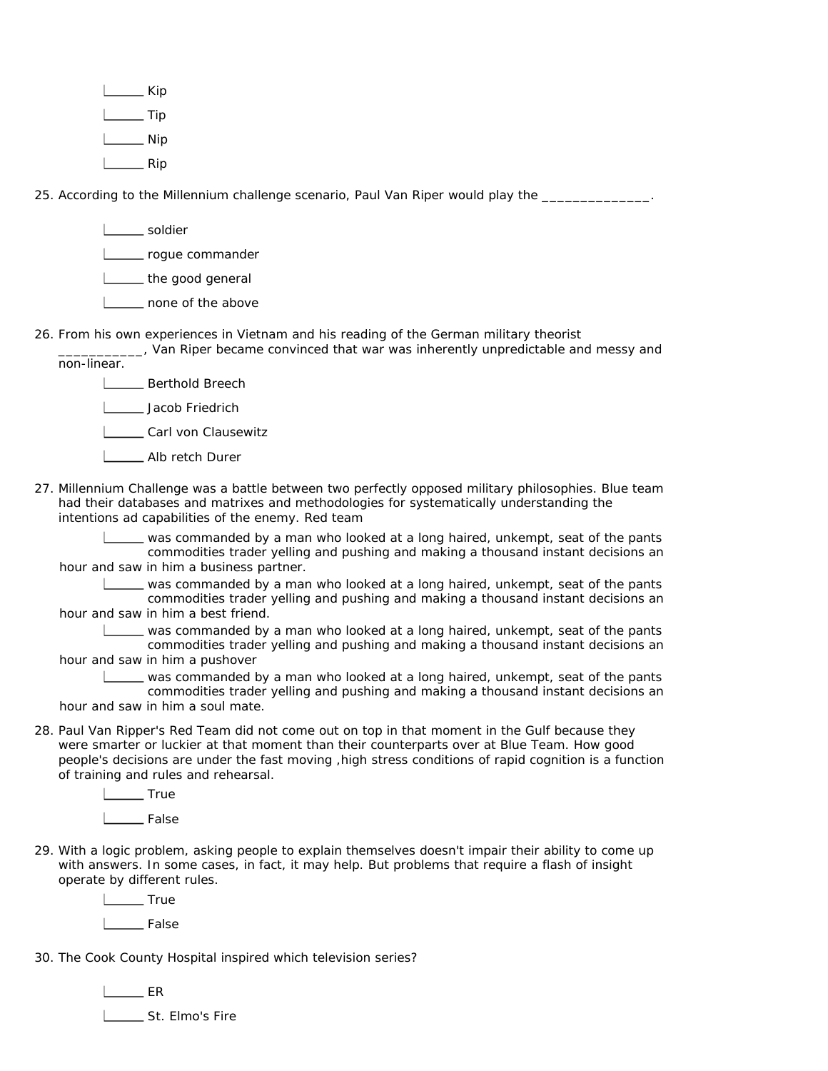- ______ Kip
- ______ Tip
- ______ Nip
- ______ Rip

25. According to the Millennium challenge scenario, Paul Van Riper would play the ______________.

- ______ soldier
- ______ rogue commander
- ______ the good general
- ______ none of the above

26. From his own experiences in Vietnam and his reading of the German military theorist ___________, Van Riper became convinced that war was inherently unpredictable and messy and non-linear.

- ______ Berthold Breech
- ______ Jacob Friedrich
- ______ Carl von Clausewitz
- ______ Alb retch Durer

27. Millennium Challenge was a battle between two perfectly opposed military philosophies. Blue team had their databases and matrixes and methodologies for systematically understanding the intentions ad capabilities of the enemy. Red team

- ______ was commanded by a man who looked at a long haired, unkempt, seat of the pants commodities trader yelling and pushing and making a thousand instant decisions an hour and saw in him a business partner.
- ______ was commanded by a man who looked at a long haired, unkempt, seat of the pants commodities trader yelling and pushing and making a thousand instant decisions an hour and saw in him a best friend.
- ______ was commanded by a man who looked at a long haired, unkempt, seat of the pants commodities trader yelling and pushing and making a thousand instant decisions an hour and saw in him a pushover
- ______ was commanded by a man who looked at a long haired, unkempt, seat of the pants commodities trader yelling and pushing and making a thousand instant decisions an hour and saw in him a soul mate.

28. Paul Van Ripper's Red Team did not come out on top in that moment in the Gulf because they were smarter or luckier at that moment than their counterparts over at Blue Team. How good people's decisions are under the fast moving ,high stress conditions of rapid cognition is a function of training and rules and rehearsal.

- ______ True
- ______ False

29. With a logic problem, asking people to explain themselves doesn't impair their ability to come up with answers. In some cases, in fact, it may help. But problems that require a flash of insight operate by different rules.

- ______ True
- ______ False

30. The Cook County Hospital inspired which television series?

- ______ ER
- ______ St. Elmo's Fire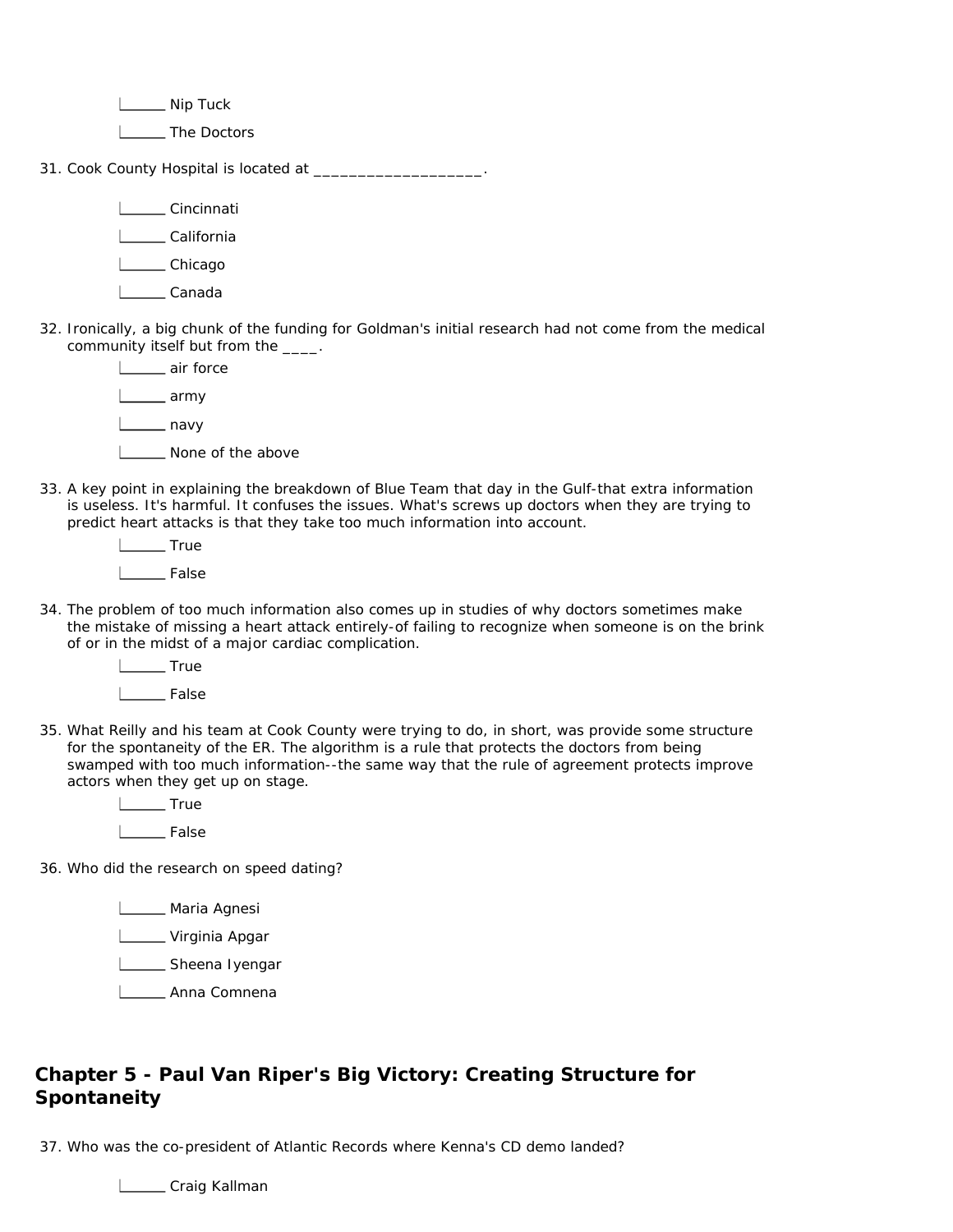|______ Nip Tuck

|______ The Doctors

31. Cook County Hospital is located at ___________________.

|______ Cincinnati

|______ California

|______ Chicago

|______ Canada

32. Ironically, a big chunk of the funding for Goldman's initial research had not come from the medical community itself but from the ____.

|______ air force

|______ army

|______ navy

|______ None of the above

33. A key point in explaining the breakdown of Blue Team that day in the Gulf-that extra information is useless. It's harmful. It confuses the issues. What's screws up doctors when they are trying to predict heart attacks is that they take too much information into account.

|______ True

|______ False

34. The problem of too much information also comes up in studies of why doctors sometimes make the mistake of missing a heart attack entirely-of failing to recognize when someone is on the brink of or in the midst of a major cardiac complication.

|______ True

|______ False

35. What Reilly and his team at Cook County were trying to do, in short, was provide some structure for the spontaneity of the ER. The algorithm is a rule that protects the doctors from being swamped with too much information--the same way that the rule of agreement protects improve actors when they get up on stage.

|______ True

|______ False

36. Who did the research on speed dating?

|______ Maria Agnesi

|______ Virginia Apgar

|______ Sheena Iyengar

|______ Anna Comnena

## Chapter 5 - Paul Van Riper's Big Victory: Creating Structure for Spontaneity

37. Who was the co-president of Atlantic Records where Kenna's CD demo landed?

|______ Craig Kallman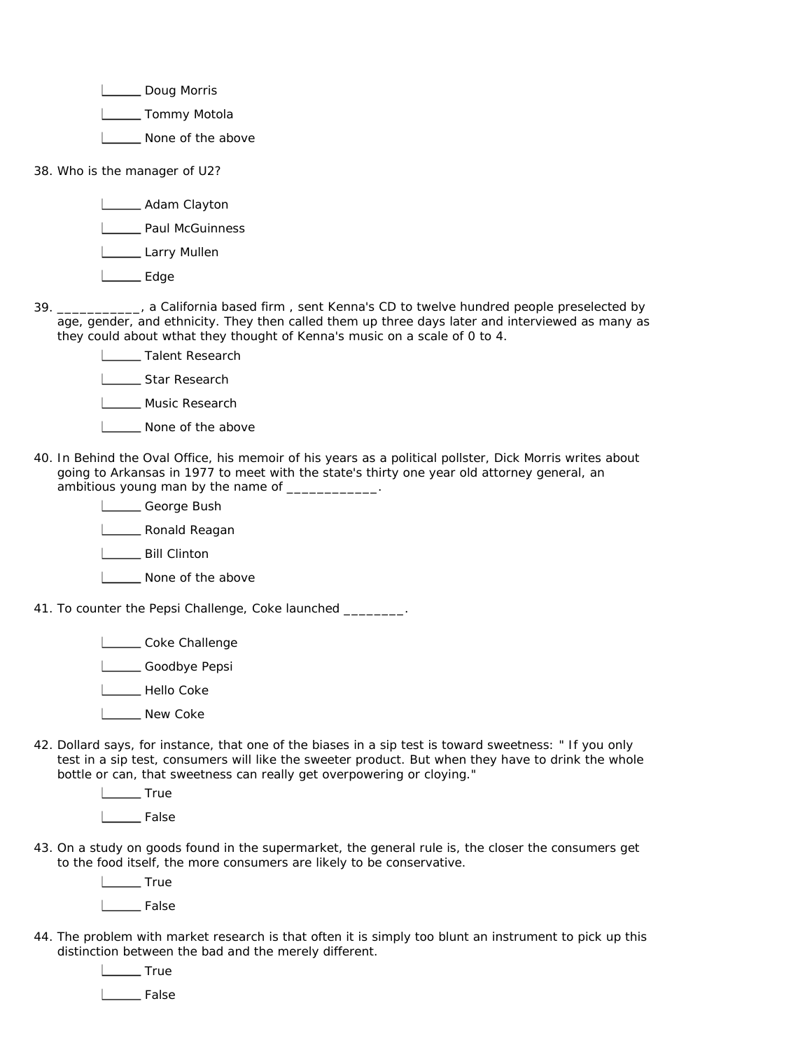- ______ Doug Morris
- ______ Tommy Motola
- ______ None of the above

38. Who is the manager of U2?

- ______ Adam Clayton
- ______ Paul McGuinness
- ______ Larry Mullen
- ______ Edge

39. ___________, a California based firm , sent Kenna's CD to twelve hundred people preselected by age, gender, and ethnicity. They then called them up three days later and interviewed as many as they could about wthat they thought of Kenna's music on a scale of 0 to 4.

- ______ Talent Research
- ______ Star Research
- ______ Music Research
- ______ None of the above

40. In Behind the Oval Office, his memoir of his years as a political pollster, Dick Morris writes about going to Arkansas in 1977 to meet with the state's thirty one year old attorney general, an ambitious young man by the name of ____________.

- ______ George Bush
- ______ Ronald Reagan
- ______ Bill Clinton
- ______ None of the above

41. To counter the Pepsi Challenge, Coke launched ________.

- ______ Coke Challenge
- ______ Goodbye Pepsi
- ______ Hello Coke
- ______ New Coke

42. Dollard says, for instance, that one of the biases in a sip test is toward sweetness: " If you only test in a sip test, consumers will like the sweeter product. But when they have to drink the whole bottle or can, that sweetness can really get overpowering or cloying."

- ______ True
- ______ False

43. On a study on goods found in the supermarket, the general rule is, the closer the consumers get to the food itself, the more consumers are likely to be conservative.

- ______ True
- ______ False

44. The problem with market research is that often it is simply too blunt an instrument to pick up this distinction between the bad and the merely different.

- ______ True
- ______ False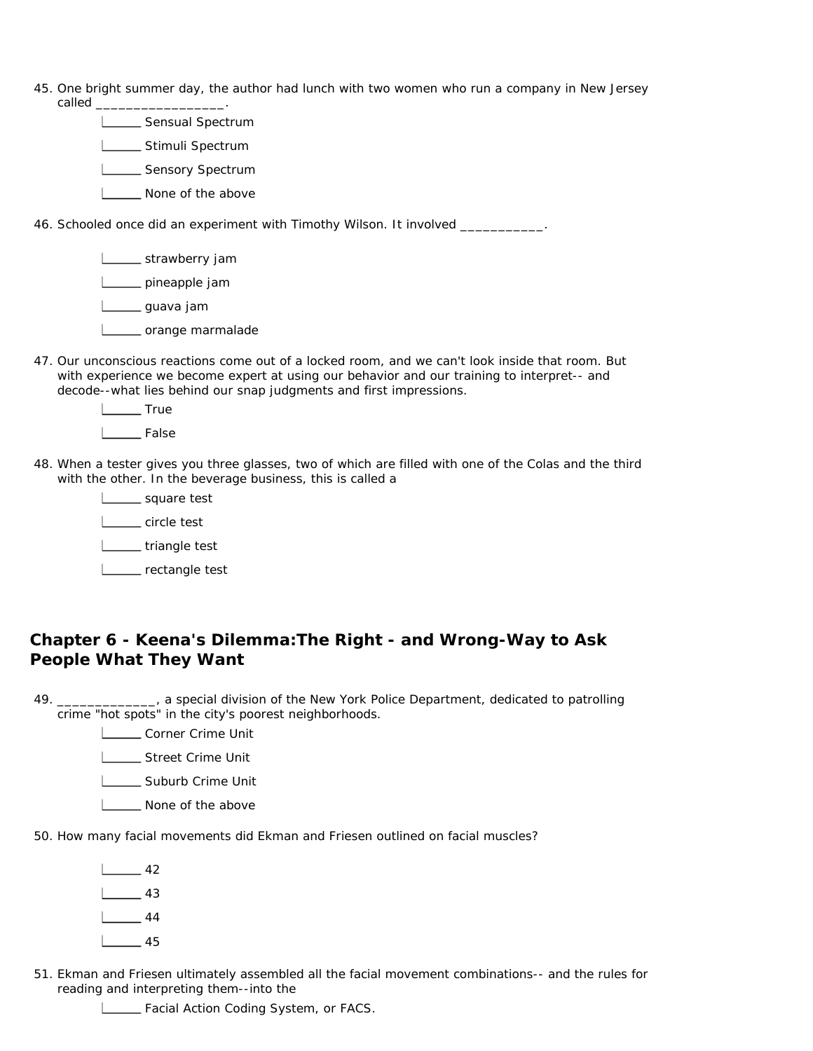45. One bright summer day, the author had lunch with two women who run a company in New Jersey called _________________.

    ______ Sensual Spectrum

    ______ Stimuli Spectrum

    ______ Sensory Spectrum

    ______ None of the above

46. Schooled once did an experiment with Timothy Wilson. It involved ___________.

    ______ strawberry jam

    ______ pineapple jam

    ______ guava jam

    ______ orange marmalade

47. Our unconscious reactions come out of a locked room, and we can't look inside that room. But with experience we become expert at using our behavior and our training to interpret-- and decode--what lies behind our snap judgments and first impressions.

    ______ True

    ______ False

48. When a tester gives you three glasses, two of which are filled with one of the Colas and the third with the other. In the beverage business, this is called a

    ______ square test

    ______ circle test

    ______ triangle test

    ______ rectangle test

## Chapter 6 - Keena's Dilemma:The Right - and Wrong-Way to Ask People What They Want

49. _____________, a special division of the New York Police Department, dedicated to patrolling crime "hot spots" in the city's poorest neighborhoods.

    ______ Corner Crime Unit

    ______ Street Crime Unit

    ______ Suburb Crime Unit

    ______ None of the above

50. How many facial movements did Ekman and Friesen outlined on facial muscles?

    ______ 42

    ______ 43

    ______ 44

    ______ 45

51. Ekman and Friesen ultimately assembled all the facial movement combinations-- and the rules for reading and interpreting them--into the

    ______ Facial Action Coding System, or FACS.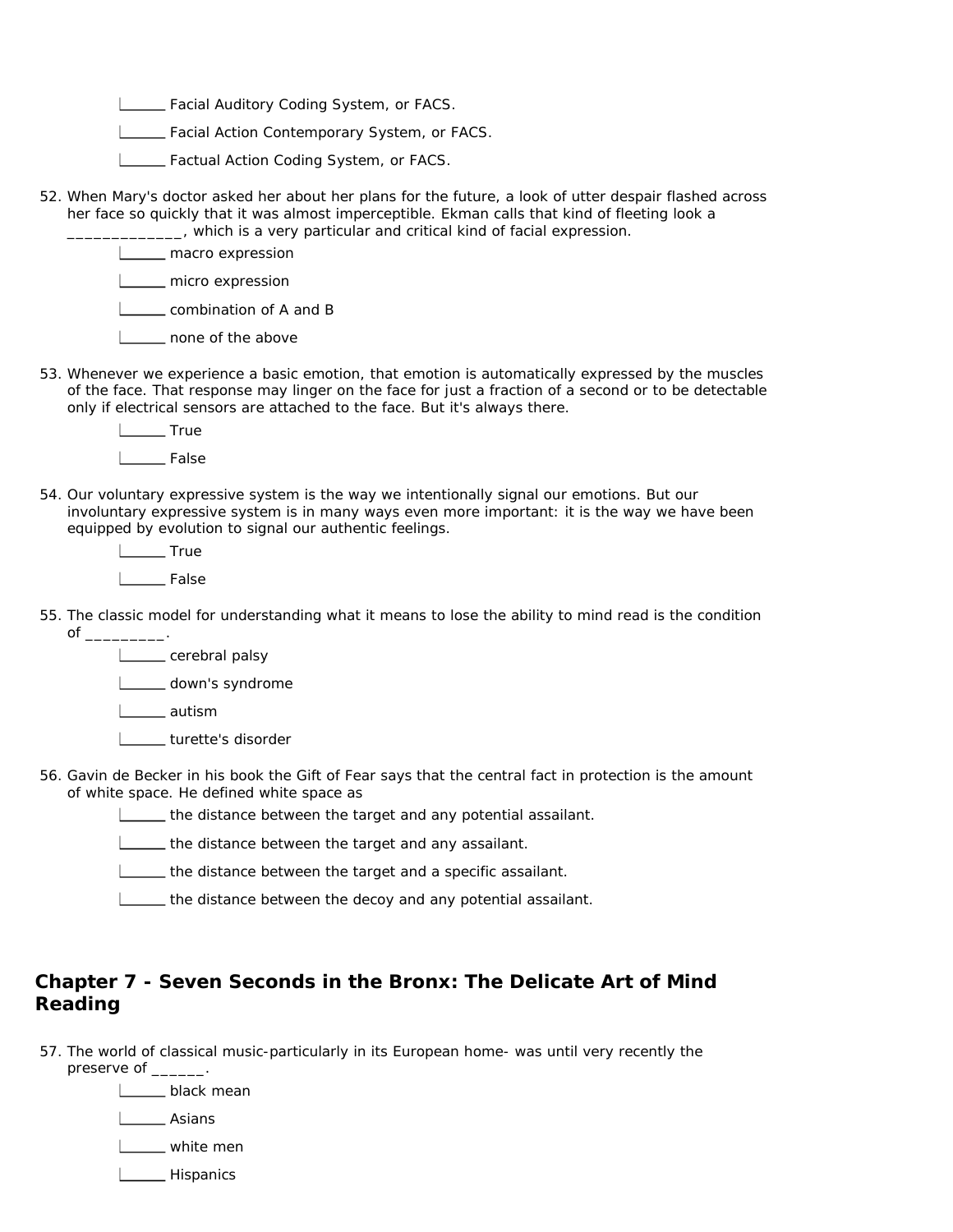______ Facial Auditory Coding System, or FACS.

______ Facial Action Contemporary System, or FACS.

______ Factual Action Coding System, or FACS.

52. When Mary's doctor asked her about her plans for the future, a look of utter despair flashed across her face so quickly that it was almost imperceptible. Ekman calls that kind of fleeting look a _____________, which is a very particular and critical kind of facial expression.

    ______ macro expression

    ______ micro expression

    ______ combination of A and B

    ______ none of the above

53. Whenever we experience a basic emotion, that emotion is automatically expressed by the muscles of the face. That response may linger on the face for just a fraction of a second or to be detectable only if electrical sensors are attached to the face. But it's always there.

    ______ True

    ______ False

54. Our voluntary expressive system is the way we intentionally signal our emotions. But our involuntary expressive system is in many ways even more important: it is the way we have been equipped by evolution to signal our authentic feelings.

    ______ True

    ______ False

55. The classic model for understanding what it means to lose the ability to mind read is the condition of _________.

    ______ cerebral palsy

    ______ down's syndrome

    ______ autism

    ______ turette's disorder

56. Gavin de Becker in his book the Gift of Fear says that the central fact in protection is the amount of white space. He defined white space as

    ______ the distance between the target and any potential assailant.

    ______ the distance between the target and any assailant.

    ______ the distance between the target and a specific assailant.

    ______ the distance between the decoy and any potential assailant.

## Chapter 7 - Seven Seconds in the Bronx: The Delicate Art of Mind Reading

57. The world of classical music-particularly in its European home- was until very recently the preserve of ______.

    ______ black mean

    ______ Asians

    ______ white men

    ______ Hispanics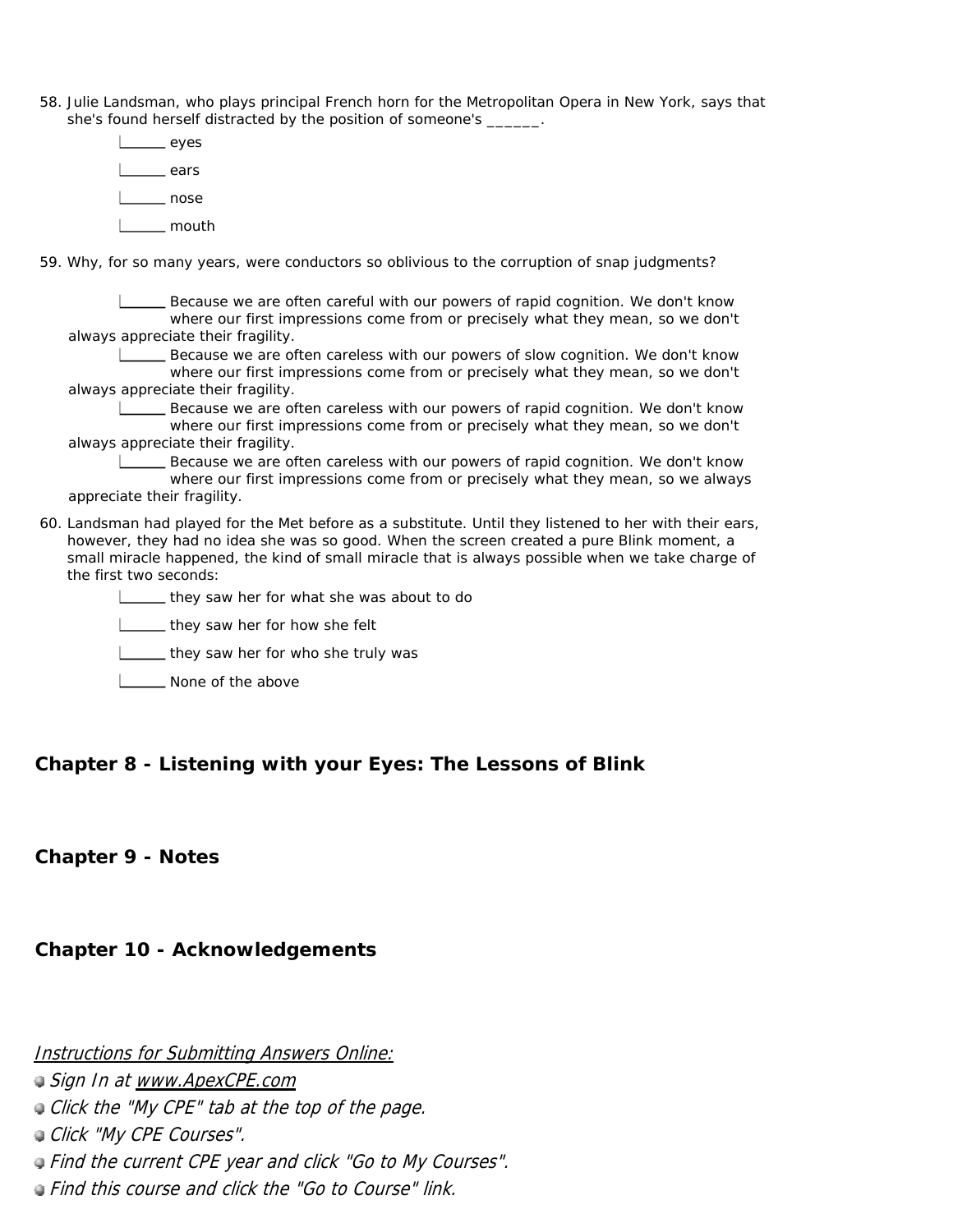58. Julie Landsman, who plays principal French horn for the Metropolitan Opera in New York, says that she's found herself distracted by the position of someone's ______.

    - ______ eyes
    - ______ ears
    - ______ nose
    - ______ mouth

59. Why, for so many years, were conductors so oblivious to the corruption of snap judgments?

    - ______ Because we are often careful with our powers of rapid cognition. We don't know where our first impressions come from or precisely what they mean, so we don't always appreciate their fragility.
    - ______ Because we are often careless with our powers of slow cognition. We don't know where our first impressions come from or precisely what they mean, so we don't always appreciate their fragility.
    - ______ Because we are often careless with our powers of rapid cognition. We don't know where our first impressions come from or precisely what they mean, so we don't always appreciate their fragility.
    - ______ Because we are often careless with our powers of rapid cognition. We don't know where our first impressions come from or precisely what they mean, so we always appreciate their fragility.

60. Landsman had played for the Met before as a substitute. Until they listened to her with their ears, however, they had no idea she was so good. When the screen created a pure Blink moment, a small miracle happened, the kind of small miracle that is always possible when we take charge of the first two seconds:

    - ______ they saw her for what she was about to do
    - ______ they saw her for how she felt
    - ______ they saw her for who she truly was
    - ______ None of the above

## Chapter 8 - Listening with your Eyes: The Lessons of Blink

## Chapter 9 - Notes

## Chapter 10 - Acknowledgements

*Instructions for Submitting Answers Online:*

- *Sign In at www.ApexCPE.com*
- *Click the "My CPE" tab at the top of the page.*
- *Click "My CPE Courses".*
- *Find the current CPE year and click "Go to My Courses".*
- *Find this course and click the "Go to Course" link.*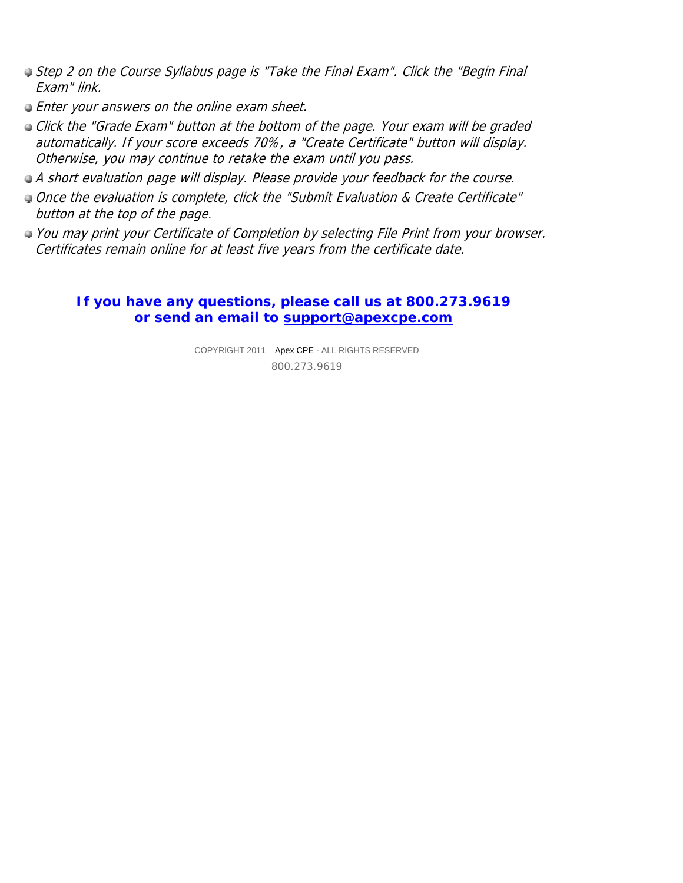- *Step 2 on the Course Syllabus page is "Take the Final Exam". Click the "Begin Final Exam" link.*
- *Enter your answers on the online exam sheet.*
- *Click the "Grade Exam" button at the bottom of the page. Your exam will be graded automatically. If your score exceeds 70%, a "Create Certificate" button will display. Otherwise, you may continue to retake the exam until you pass.*
- *A short evaluation page will display. Please provide your feedback for the course.*
- *Once the evaluation is complete, click the "Submit Evaluation & Create Certificate" button at the top of the page.*
- *You may print your Certificate of Completion by selecting File Print from your browser. Certificates remain online for at least five years from the certificate date.*

**If you have any questions, please call us at 800.273.9619 or send an email to support@apexcpe.com**

COPYRIGHT 2011 Apex CPE - ALL RIGHTS RESERVED

800.273.9619